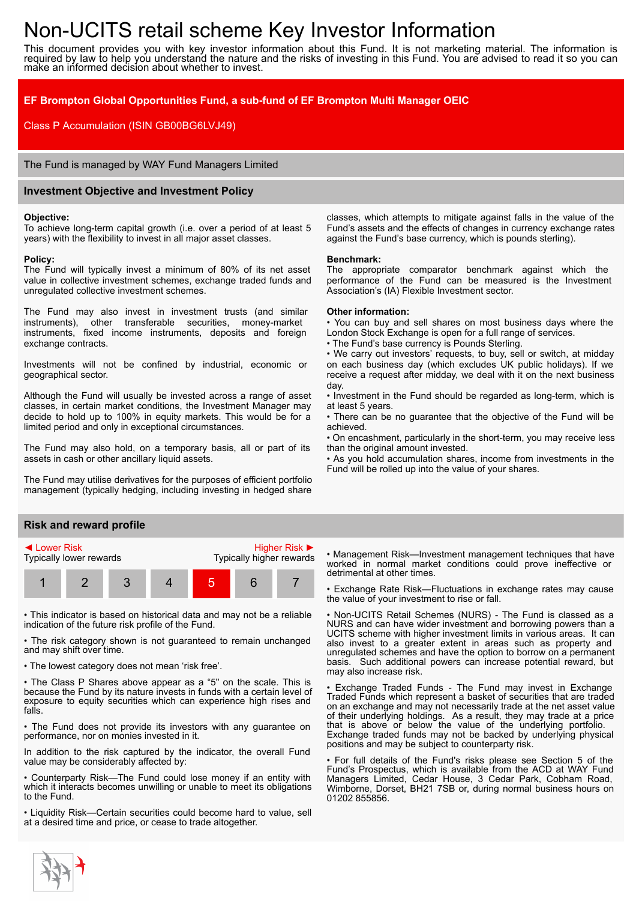# Non-UCITS retail scheme Key Investor Information

This document provides you with key investor information about this Fund. It is not marketing material. The information is required by law to help you understand the nature and the risks of investing in this Fund. You are advised to read it so you can make an informed decision about whether to invest.

**EF Brompton Global Opportunities Fund, a sub-fund of EF Brompton Multi Manager OEIC**

Class P Accumulation (ISIN GB00BG6LVJ49)

The Fund is managed by WAY Fund Managers Limited

## Investment Objective and Investment Policy

**Objective:**
To achieve long-term capital growth (i.e. over a period of at least 5 years) with the flexibility to invest in all major asset classes.

**Policy:**
The Fund will typically invest a minimum of 80% of its net asset value in collective investment schemes, exchange traded funds and unregulated collective investment schemes.

The Fund may also invest in investment trusts (and similar instruments), other transferable securities, money-market instruments, fixed income instruments, deposits and foreign exchange contracts.

Investments will not be confined by industrial, economic or geographical sector.

Although the Fund will usually be invested across a range of asset classes, in certain market conditions, the Investment Manager may decide to hold up to 100% in equity markets. This would be for a limited period and only in exceptional circumstances.

The Fund may also hold, on a temporary basis, all or part of its assets in cash or other ancillary liquid assets.

The Fund may utilise derivatives for the purposes of efficient portfolio management (typically hedging, including investing in hedged share classes, which attempts to mitigate against falls in the value of the Fund's assets and the effects of changes in currency exchange rates against the Fund's base currency, which is pounds sterling).

**Benchmark:**
The appropriate comparator benchmark against which the performance of the Fund can be measured is the Investment Association's (IA) Flexible Investment sector.

**Other information:**

- You can buy and sell shares on most business days where the London Stock Exchange is open for a full range of services.
- The Fund's base currency is Pounds Sterling.
- We carry out investors' requests, to buy, sell or switch, at midday on each business day (which excludes UK public holidays). If we receive a request after midday, we deal with it on the next business day.
- Investment in the Fund should be regarded as long-term, which is at least 5 years.
- There can be no guarantee that the objective of the Fund will be achieved.
- On encashment, particularly in the short-term, you may receive less than the original amount invested.
- As you hold accumulation shares, income from investments in the Fund will be rolled up into the value of your shares.

## Risk and reward profile

◄ Lower Risk — Typically lower rewards | Higher Risk ► — Typically higher rewards

| 1 | 2 | 3 | 4 | **5** | 6 | 7 |
|---|---|---|---|---|---|---|

- This indicator is based on historical data and may not be a reliable indication of the future risk profile of the Fund.
- The risk category shown is not guaranteed to remain unchanged and may shift over time.
- The lowest category does not mean 'risk free'.
- The Class P Shares above appear as a "5" on the scale. This is because the Fund by its nature invests in funds with a certain level of exposure to equity securities which can experience high rises and falls.
- The Fund does not provide its investors with any guarantee on performance, nor on monies invested in it.

In addition to the risk captured by the indicator, the overall Fund value may be considerably affected by:

- Counterparty Risk—The Fund could lose money if an entity with which it interacts becomes unwilling or unable to meet its obligations to the Fund.
- Liquidity Risk—Certain securities could become hard to value, sell at a desired time and price, or cease to trade altogether.
- Management Risk—Investment management techniques that have worked in normal market conditions could prove ineffective or detrimental at other times.
- Exchange Rate Risk—Fluctuations in exchange rates may cause the value of your investment to rise or fall.
- Non-UCITS Retail Schemes (NURS) - The Fund is classed as a NURS and can have wider investment and borrowing powers than a UCITS scheme with higher investment limits in various areas. It can also invest to a greater extent in areas such as property and unregulated schemes and have the option to borrow on a permanent basis. Such additional powers can increase potential reward, but may also increase risk.
- Exchange Traded Funds - The Fund may invest in Exchange Traded Funds which represent a basket of securities that are traded on an exchange and may not necessarily trade at the net asset value of their underlying holdings. As a result, they may trade at a price that is above or below the value of the underlying portfolio. Exchange traded funds may not be backed by underlying physical positions and may be subject to counterparty risk.
- For full details of the Fund's risks please see Section 5 of the Fund's Prospectus, which is available from the ACD at WAY Fund Managers Limited, Cedar House, 3 Cedar Park, Cobham Road, Wimborne, Dorset, BH21 7SB or, during normal business hours on 01202 855856.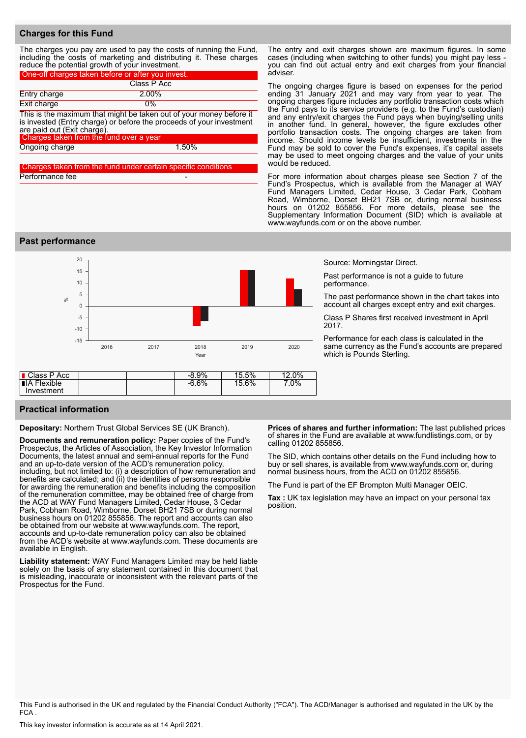## Charges for this Fund

The charges you pay are used to pay the costs of running the Fund, including the costs of marketing and distributing it. These charges reduce the potential growth of your investment.

| One-off charges taken before or after you invest. | |
|---|---|
| | Class P Acc |
| Entry charge | 2.00% |
| Exit charge | 0% |

This is the maximum that might be taken out of your money before it is invested (Entry charge) or before the proceeds of your investment are paid out (Exit charge).

| Charges taken from the fund over a year | |
|---|---|
| Ongoing charge | 1.50% |

| Charges taken from the fund under certain specific conditions | |
|---|---|
| Performance fee | - |

The entry and exit charges shown are maximum figures. In some cases (including when switching to other funds) you might pay less - you can find out actual entry and exit charges from your financial adviser.

The ongoing charges figure is based on expenses for the period ending 31 January 2021 and may vary from year to year. The ongoing charges figure includes any portfolio transaction costs which the Fund pays to its service providers (e.g. to the Fund's custodian) and any entry/exit charges the Fund pays when buying/selling units in another fund. In general, however, the figure excludes other portfolio transaction costs. The ongoing charges are taken from income. Should income levels be insufficient, investments in the Fund may be sold to cover the Fund's expenses, it's capital assets may be used to meet ongoing charges and the value of your units would be reduced.

For more information about charges please see Section 7 of the Fund's Prospectus, which is available from the Manager at WAY Fund Managers Limited, Cedar House, 3 Cedar Park, Cobham Road, Wimborne, Dorset BH21 7SB or, during normal business hours on 01202 855856. For more details, please see the Supplementary Information Document (SID) which is available at www.wayfunds.com or on the above number.

## Past performance

20
15
10
5
0
-5
-10
-15
%
2016 2017 2018 2019 2020
Year

| | 2016 | 2017 | 2018 | 2019 | 2020 |
|---|---|---|---|---|---|
| Class P Acc | | | -8.9% | 15.5% | 12.0% |
| IA Flexible Investment | | | -6.6% | 15.6% | 7.0% |

Source: Morningstar Direct.

Past performance is not a guide to future performance.

The past performance shown in the chart takes into account all charges except entry and exit charges.

Class P Shares first received investment in April 2017.

Performance for each class is calculated in the same currency as the Fund's accounts are prepared which is Pounds Sterling.

## Practical information

**Depositary:** Northern Trust Global Services SE (UK Branch).

**Documents and remuneration policy:** Paper copies of the Fund's Prospectus, the Articles of Association, the Key Investor Information Documents, the latest annual and semi-annual reports for the Fund and an up-to-date version of the ACD's remuneration policy, including, but not limited to: (i) a description of how remuneration and benefits are calculated; and (ii) the identities of persons responsible for awarding the remuneration and benefits including the composition of the remuneration committee, may be obtained free of charge from the ACD at WAY Fund Managers Limited, Cedar House, 3 Cedar Park, Cobham Road, Wimborne, Dorset BH21 7SB or during normal business hours on 01202 855856. The report and accounts can also be obtained from our website at www.wayfunds.com. The report, accounts and up-to-date remuneration policy can also be obtained from the ACD's website at www.wayfunds.com. These documents are available in English.

**Liability statement:** WAY Fund Managers Limited may be held liable solely on the basis of any statement contained in this document that is misleading, inaccurate or inconsistent with the relevant parts of the Prospectus for the Fund.

**Prices of shares and further information:** The last published prices of shares in the Fund are available at www.fundlistings.com, or by calling 01202 855856.

The SID, which contains other details on the Fund including how to buy or sell shares, is available from www.wayfunds.com or, during normal business hours, from the ACD on 01202 855856.

The Fund is part of the EF Brompton Multi Manager OEIC.

**Tax :** UK tax legislation may have an impact on your personal tax position.

This Fund is authorised in the UK and regulated by the Financial Conduct Authority ("FCA"). The ACD/Manager is authorised and regulated in the UK by the FCA .

This key investor information is accurate as at 14 April 2021.